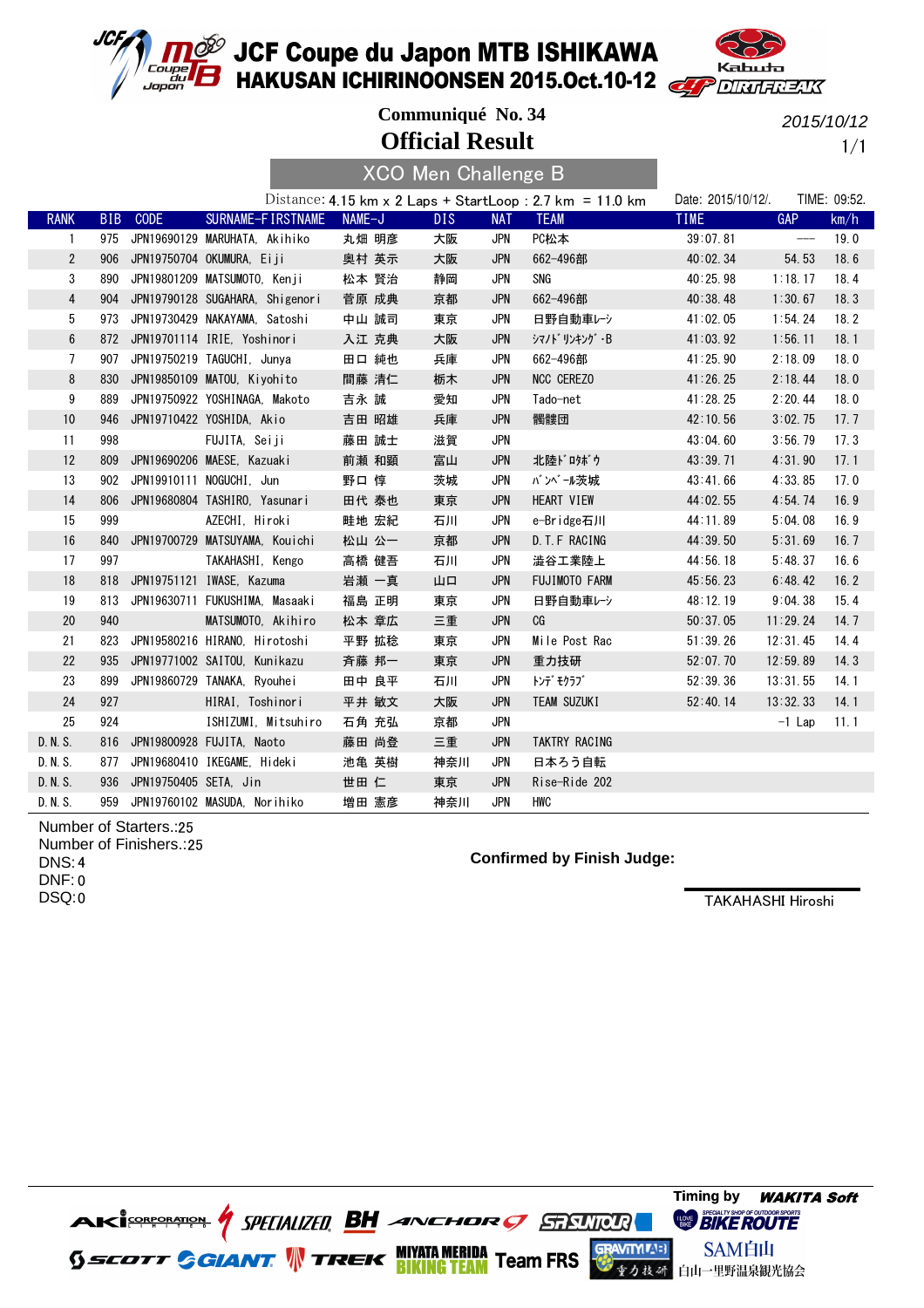# JCF Coupe du Japon MTB ISHIKAWA
## HAKUSAN ICHIRINOONSEN 2015.Oct.10-12

**Communiqué No. 34**

2015/10/12

# Official Result

1/1

## XCO Men Challenge B

Distance: 4.15 km x 2 Laps + StartLoop : 2.7 km = 11.0 km

Date: 2015/10/12/. TIME: 09:52.

| RANK | BIB | CODE | SURNAME-FIRSTNAME | NAME-J | DIS | NAT | TEAM | TIME | GAP | km/h |
|---|---|---|---|---|---|---|---|---|---|---|
| 1 | 975 | JPN19690129 | MARUHATA, Akihiko | 丸畑 明彦 | 大阪 | JPN | PC松本 | 39:07.81 | --- | 19.0 |
| 2 | 906 | JPN19750704 | OKUMURA, Eiji | 奥村 英示 | 大阪 | JPN | 662-496部 | 40:02.34 | 54.53 | 18.6 |
| 3 | 890 | JPN19801209 | MATSUMOTO, Kenji | 松本 賢治 | 静岡 | JPN | SNG | 40:25.98 | 1:18.17 | 18.4 |
| 4 | 904 | JPN19790128 | SUGAHARA, Shigenori | 菅原 成典 | 京都 | JPN | 662-496部 | 40:38.48 | 1:30.67 | 18.3 |
| 5 | 973 | JPN19730429 | NAKAYAMA, Satoshi | 中山 誠司 | 東京 | JPN | 日野自動車ﾚｰｼ | 41:02.05 | 1:54.24 | 18.2 |
| 6 | 872 | JPN19701114 | IRIE, Yoshinori | 入江 克典 | 大阪 | JPN | ｼﾏﾉﾄﾞﾘﾝｷﾝｸﾞ･B | 41:03.92 | 1:56.11 | 18.1 |
| 7 | 907 | JPN19750219 | TAGUCHI, Junya | 田口 純也 | 兵庫 | JPN | 662-496部 | 41:25.90 | 2:18.09 | 18.0 |
| 8 | 830 | JPN19850109 | MATOU, Kiyohito | 間藤 清仁 | 栃木 | JPN | NCC CEREZO | 41:26.25 | 2:18.44 | 18.0 |
| 9 | 889 | JPN19750922 | YOSHINAGA, Makoto | 吉永 誠 | 愛知 | JPN | Tado-net | 41:28.25 | 2:20.44 | 18.0 |
| 10 | 946 | JPN19710422 | YOSHIDA, Akio | 吉田 昭雄 | 兵庫 | JPN | 髑髏団 | 42:10.56 | 3:02.75 | 17.7 |
| 11 | 998 | | FUJITA, Seiji | 藤田 誠士 | 滋賀 | JPN | | 43:04.60 | 3:56.79 | 17.3 |
| 12 | 809 | JPN19690206 | MAESE, Kazuaki | 前瀬 和顕 | 富山 | JPN | 北陸ﾄﾞﾛﾎﾞｳ | 43:39.71 | 4:31.90 | 17.1 |
| 13 | 902 | JPN19910111 | NOGUCHI, Jun | 野口 惇 | 茨城 | JPN | ﾊﾟﾝﾍﾟｰﾙ茨城 | 43:41.66 | 4:33.85 | 17.0 |
| 14 | 806 | JPN19680804 | TASHIRO, Yasunari | 田代 泰也 | 東京 | JPN | HEART VIEW | 44:02.55 | 4:54.74 | 16.9 |
| 15 | 999 | | AZECHI, Hiroki | 畦地 宏紀 | 石川 | JPN | e-Bridge石川 | 44:11.89 | 5:04.08 | 16.9 |
| 16 | 840 | JPN19700729 | MATSUYAMA, Kouichi | 松山 公一 | 京都 | JPN | D.T.F RACING | 44:39.50 | 5:31.69 | 16.7 |
| 17 | 997 | | TAKAHASHI, Kengo | 高橋 健吾 | 石川 | JPN | 澁谷工業陸上 | 44:56.18 | 5:48.37 | 16.6 |
| 18 | 818 | JPN19751121 | IWASE, Kazuma | 岩瀬 一真 | 山口 | JPN | FUJIMOTO FARM | 45:56.23 | 6:48.42 | 16.2 |
| 19 | 813 | JPN19630711 | FUKUSHIMA, Masaaki | 福島 正明 | 東京 | JPN | 日野自動車ﾚｰｼ | 48:12.19 | 9:04.38 | 15.4 |
| 20 | 940 | | MATSUMOTO, Akihiro | 松本 章広 | 三重 | JPN | CG | 50:37.05 | 11:29.24 | 14.7 |
| 21 | 823 | JPN19580216 | HIRANO, Hirotoshi | 平野 拡稔 | 東京 | JPN | Mile Post Rac | 51:39.26 | 12:31.45 | 14.4 |
| 22 | 935 | JPN19771002 | SAITOU, Kunikazu | 斉藤 邦一 | 東京 | JPN | 重力技研 | 52:07.70 | 12:59.89 | 14.3 |
| 23 | 899 | JPN19860729 | TANAKA, Ryouhei | 田中 良平 | 石川 | JPN | ﾄﾝﾃﾞﾓｸﾗﾌﾞ | 52:39.36 | 13:31.55 | 14.1 |
| 24 | 927 | | HIRAI, Toshinori | 平井 敏文 | 大阪 | JPN | TEAM SUZUKI | 52:40.14 | 13:32.33 | 14.1 |
| 25 | 924 | | ISHIZUMI, Mitsuhiro | 石角 充弘 | 京都 | JPN | | | -1 Lap | 11.1 |
| D.N.S. | 816 | JPN19800928 | FUJITA, Naoto | 藤田 尚登 | 三重 | JPN | TAKTRY RACING | | | |
| D.N.S. | 877 | JPN19680410 | IKEGAME, Hideki | 池亀 英樹 | 神奈川 | JPN | 日本ろう自転 | | | |
| D.N.S. | 936 | JPN19750405 | SETA, Jin | 世田 仁 | 東京 | JPN | Rise-Ride 202 | | | |
| D.N.S. | 959 | JPN19760102 | MASUDA, Norihiko | 増田 憲彦 | 神奈川 | JPN | HWC | | | |

Number of Starters.:25
Number of Finishers.:25
DNS:4
DNF:0
DSQ:0

**Confirmed by Finish Judge:**

TAKAHASHI Hiroshi

Timing by WAKITA Soft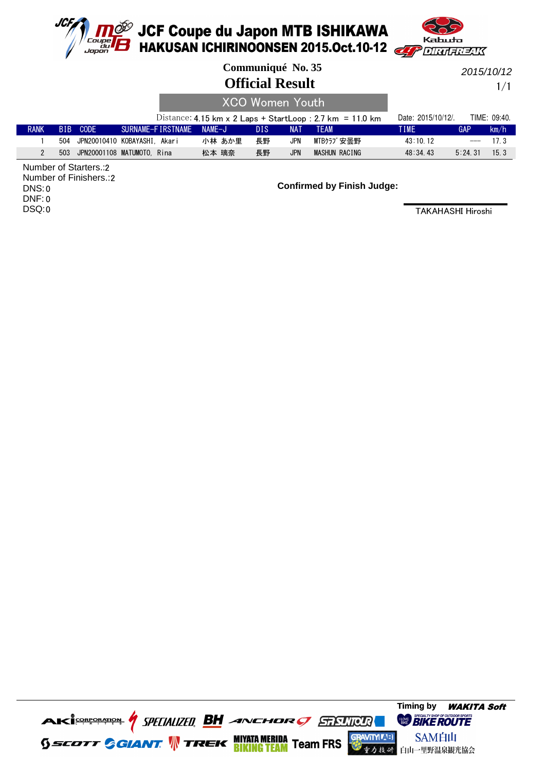# JCF Coupe du Japon MTB ISHIKAWA
## HAKUSAN ICHIRINOONSEN 2015.Oct.10-12

**Communiqué No. 35**

2015/10/12

# Official Result

## XCO Women Youth

Distance: 4.15 km x 2 Laps + StartLoop : 2.7 km = 11.0 km

Date: 2015/10/12/. TIME: 09:40.

| RANK | BIB | CODE | SURNAME-FIRSTNAME | NAME-J | DIS | NAT | TEAM | TIME | GAP | km/h |
|---|---|---|---|---|---|---|---|---|---|---|
| 1 | 504 | JPN20010410 | KOBAYASHI, Akari | 小林 あか里 | 長野 | JPN | MTBｸﾗﾌﾞ安曇野 | 43:10.12 | --- | 17.3 |
| 2 | 503 | JPN20001108 | MATUMOTO, Rina | 松本 璃奈 | 長野 | JPN | MASHUN RACING | 48:34.43 | 5:24.31 | 15.3 |

Number of Starters.:2
Number of Finishers.:2
DNS:0
DNF:0
DSQ:0

**Confirmed by Finish Judge:**

TAKAHASHI Hiroshi

Timing by WAKITA Soft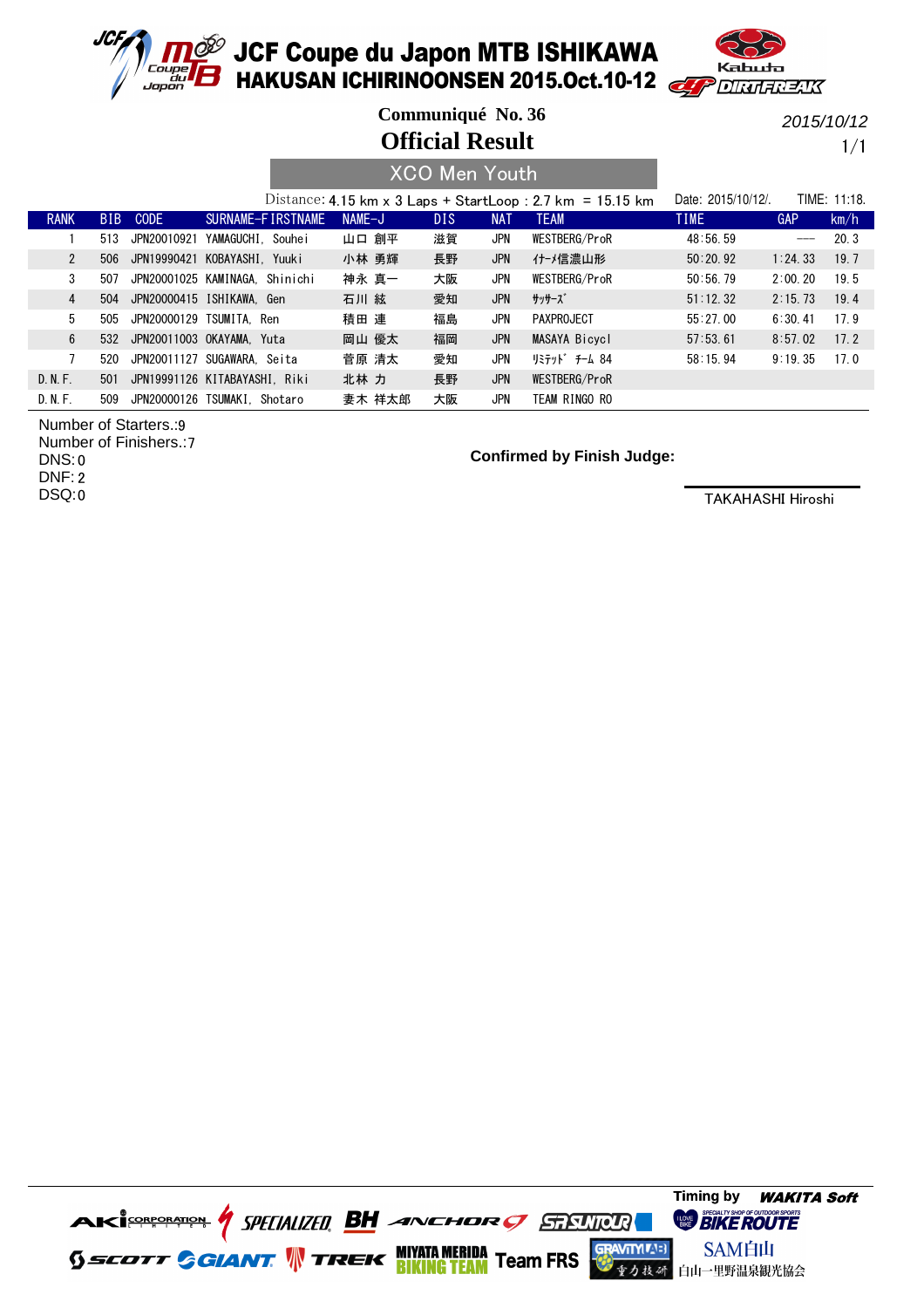# JCF Coupe du Japon MTB ISHIKAWA
## HAKUSAN ICHIRINOONSEN 2015.Oct.10-12

**Communiqué No. 36**

2015/10/12

# Official Result

## XCO Men Youth

Distance: 4.15 km x 3 Laps + StartLoop : 2.7 km = 15.15 km

Date: 2015/10/12/. TIME: 11:18.

| RANK | BIB | CODE | SURNAME-FIRSTNAME | NAME-J | DIS | NAT | TEAM | TIME | GAP | km/h |
|---|---|---|---|---|---|---|---|---|---|---|
| 1 | 513 | JPN20010921 | YAMAGUCHI, Souhei | 山口 創平 | 滋賀 | JPN | WESTBERG/ProR | 48:56.59 | --- | 20.3 |
| 2 | 506 | JPN19990421 | KOBAYASHI, Yuuki | 小林 勇輝 | 長野 | JPN | ｲﾅｰﾒ信濃山形 | 50:20.92 | 1:24.33 | 19.7 |
| 3 | 507 | JPN20001025 | KAMINAGA, Shinichi | 神永 真一 | 大阪 | JPN | WESTBERG/ProR | 50:56.79 | 2:00.20 | 19.5 |
| 4 | 504 | JPN20000415 | ISHIKAWA, Gen | 石川 絃 | 愛知 | JPN | ｻｯｻｰｽﾞ | 51:12.32 | 2:15.73 | 19.4 |
| 5 | 505 | JPN20000129 | TSUMITA, Ren | 積田 連 | 福島 | JPN | PAXPROJECT | 55:27.00 | 6:30.41 | 17.9 |
| 6 | 532 | JPN20011003 | OKAYAMA, Yuta | 岡山 優太 | 福岡 | JPN | MASAYA Bicycl | 57:53.61 | 8:57.02 | 17.2 |
| 7 | 520 | JPN20011127 | SUGAWARA, Seita | 菅原 清太 | 愛知 | JPN | ﾘﾐﾃｯﾄﾞ ﾁｰﾑ 84 | 58:15.94 | 9:19.35 | 17.0 |
| D.N.F. | 501 | JPN19991126 | KITABAYASHI, Riki | 北林 力 | 長野 | JPN | WESTBERG/ProR | | | |
| D.N.F. | 509 | JPN20000126 | TSUMAKI, Shotaro | 妻木 祥太郎 | 大阪 | JPN | TEAM RINGO RO | | | |

Number of Starters.:9
Number of Finishers.:7
DNS:0
DNF:2
DSQ:0

**Confirmed by Finish Judge:**

TAKAHASHI Hiroshi

Timing by WAKITA Soft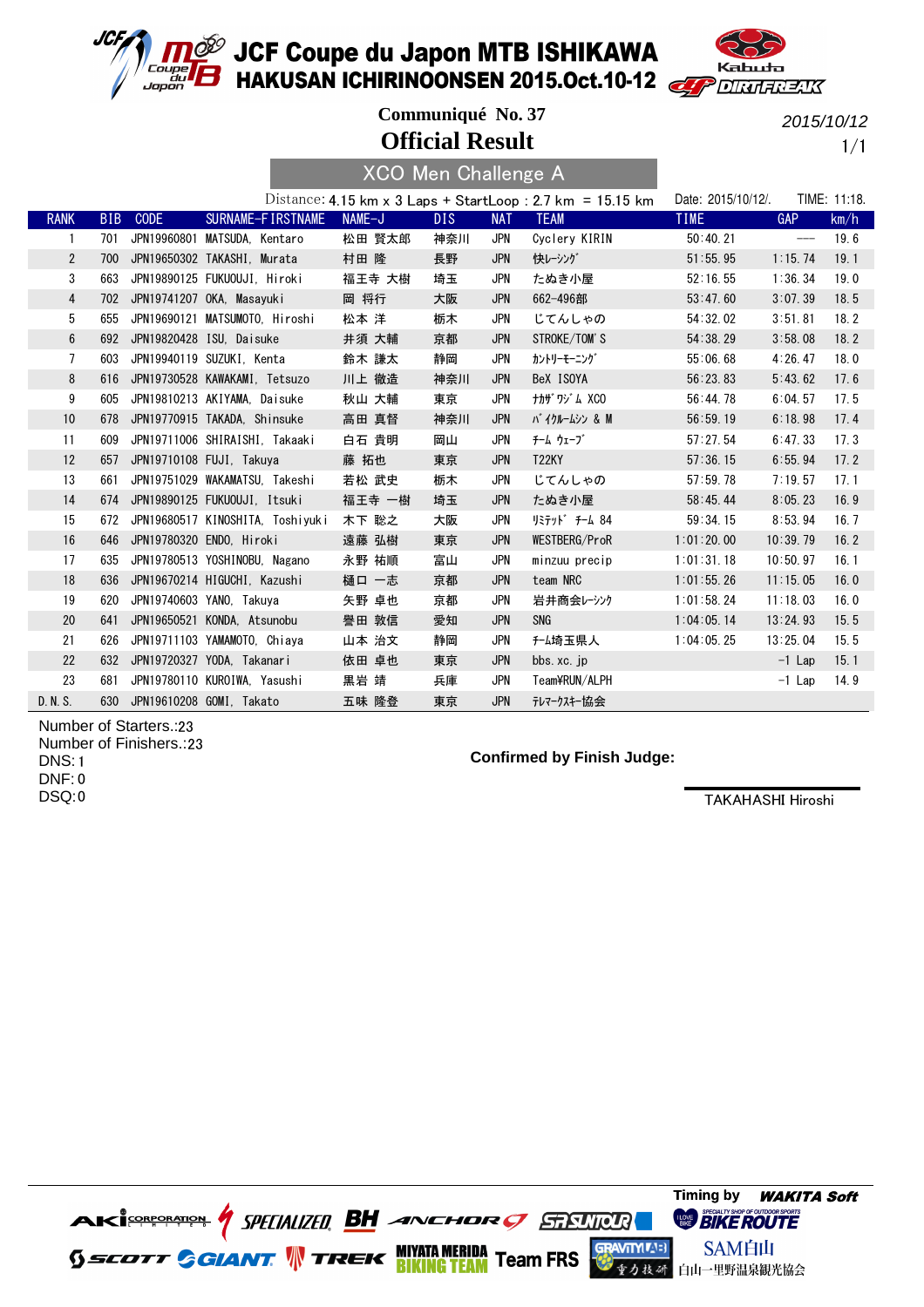# JCF Coupe du Japon MTB ISHIKAWA
## HAKUSAN ICHIRINOONSEN 2015.Oct.10-12

**Communiqué No. 37**

2015/10/12

# Official Result

## XCO Men Challenge A

Distance: 4.15 km x 3 Laps + StartLoop : 2.7 km = 15.15 km

Date: 2015/10/12/. TIME: 11:18.

| RANK | BIB | CODE | SURNAME-FIRSTNAME | NAME-J | DIS | NAT | TEAM | TIME | GAP | km/h |
|---|---|---|---|---|---|---|---|---|---|---|
| 1 | 701 | JPN19960801 | MATSUDA, Kentaro | 松田 賢太郎 | 神奈川 | JPN | Cyclery KIRIN | 50:40.21 | --- | 19.6 |
| 2 | 700 | JPN19650302 | TAKASHI, Murata | 村田 隆 | 長野 | JPN | 快レーシング | 51:55.95 | 1:15.74 | 19.1 |
| 3 | 663 | JPN19890125 | FUKUOUJI, Hiroki | 福王寺 大樹 | 埼玉 | JPN | たぬき小屋 | 52:16.55 | 1:36.34 | 19.0 |
| 4 | 702 | JPN19741207 | OKA, Masayuki | 岡 将行 | 大阪 | JPN | 662-496部 | 53:47.60 | 3:07.39 | 18.5 |
| 5 | 655 | JPN19690121 | MATSUMOTO, Hiroshi | 松本 洋 | 栃木 | JPN | じてんしゃの | 54:32.02 | 3:51.81 | 18.2 |
| 6 | 692 | JPN19820428 | ISU, Daisuke | 井須 大輔 | 京都 | JPN | STROKE/TOM'S | 54:38.29 | 3:58.08 | 18.2 |
| 7 | 603 | JPN19940119 | SUZUKI, Kenta | 鈴木 謙太 | 静岡 | JPN | ｶﾝﾄﾘｰﾓｰﾆﾝｸﾞ | 55:06.68 | 4:26.47 | 18.0 |
| 8 | 616 | JPN19730528 | KAWAKAMI, Tetsuzo | 川上 徹造 | 神奈川 | JPN | BeX ISOYA | 56:23.83 | 5:43.62 | 17.6 |
| 9 | 605 | JPN19810213 | AKIYAMA, Daisuke | 秋山 大輔 | 東京 | JPN | ﾅｶｻﾞﾜｼﾞﾑ XCO | 56:44.78 | 6:04.57 | 17.5 |
| 10 | 678 | JPN19770915 | TAKADA, Shinsuke | 高田 真督 | 神奈川 | JPN | ﾊﾞｲｸﾙｰﾑｼﾝ & M | 56:59.19 | 6:18.98 | 17.4 |
| 11 | 609 | JPN19711006 | SHIRAISHI, Takaaki | 白石 貴明 | 岡山 | JPN | ﾁｰﾑ ｳｪｰﾌﾞ | 57:27.54 | 6:47.33 | 17.3 |
| 12 | 657 | JPN19710108 | FUJI, Takuya | 藤 拓也 | 東京 | JPN | T22KY | 57:36.15 | 6:55.94 | 17.2 |
| 13 | 661 | JPN19751029 | WAKAMATSU, Takeshi | 若松 武史 | 栃木 | JPN | じてんしゃの | 57:59.78 | 7:19.57 | 17.1 |
| 14 | 674 | JPN19890125 | FUKUOUJI, Itsuki | 福王寺 一樹 | 埼玉 | JPN | たぬき小屋 | 58:45.44 | 8:05.23 | 16.9 |
| 15 | 672 | JPN19680517 | KINOSHITA, Toshiyuki | 木下 聡之 | 大阪 | JPN | ﾘﾐﾃｯﾄﾞ ﾁｰﾑ 84 | 59:34.15 | 8:53.94 | 16.7 |
| 16 | 646 | JPN19780320 | ENDO, Hiroki | 遠藤 弘樹 | 東京 | JPN | WESTBERG/ProR | 1:01:20.00 | 10:39.79 | 16.2 |
| 17 | 635 | JPN19780513 | YOSHINOBU, Nagano | 永野 祐順 | 富山 | JPN | minzuu precip | 1:01:31.18 | 10:50.97 | 16.1 |
| 18 | 636 | JPN19670214 | HIGUCHI, Kazushi | 樋口 一志 | 京都 | JPN | team NRC | 1:01:55.26 | 11:15.05 | 16.0 |
| 19 | 620 | JPN19740603 | YANO, Takuya | 矢野 卓也 | 京都 | JPN | 岩井商会ﾚｰｼﾝｸﾞ | 1:01:58.24 | 11:18.03 | 16.0 |
| 20 | 641 | JPN19650521 | KONDA, Atsunobu | 譽田 敦信 | 愛知 | JPN | SNG | 1:04:05.14 | 13:24.93 | 15.5 |
| 21 | 626 | JPN19711103 | YAMAMOTO, Chiaya | 山本 治文 | 静岡 | JPN | ﾁｰﾑ埼玉県人 | 1:04:05.25 | 13:25.04 | 15.5 |
| 22 | 632 | JPN19720327 | YODA, Takanari | 依田 卓也 | 東京 | JPN | bbs.xc.jp | | -1 Lap | 15.1 |
| 23 | 681 | JPN19780110 | KUROIWA, Yasushi | 黒岩 靖 | 兵庫 | JPN | Team¥RUN/ALPH | | -1 Lap | 14.9 |
| D.N.S. | 630 | JPN19610208 | GOMI, Takato | 五味 隆登 | 東京 | JPN | ﾃﾚﾏｰｸｽｷｰ協会 | | | |

Number of Starters.:23
Number of Finishers.:23
DNS: 1
DNF: 0
DSQ: 0

**Confirmed by Finish Judge:**

TAKAHASHI Hiroshi

Timing by WAKITA Soft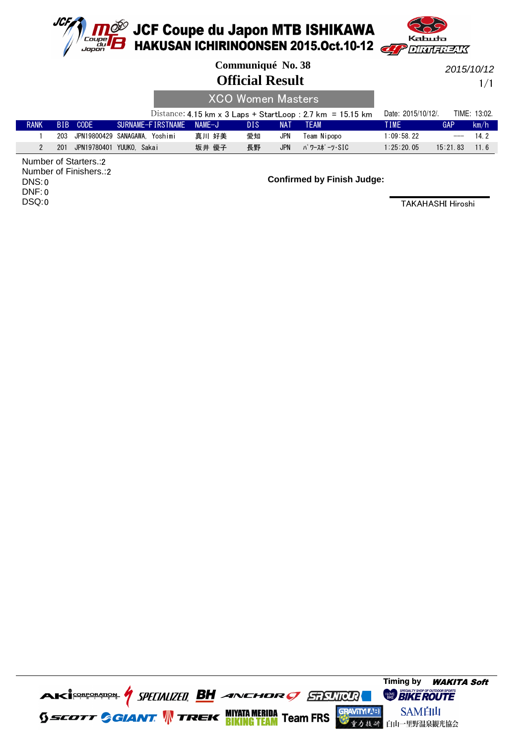# JCF Coupe du Japon MTB ISHIKAWA
## HAKUSAN ICHIRINOONSEN 2015.Oct.10-12

**Communiqué No. 38**

2015/10/12

# Official Result

## XCO Women Masters

Distance: 4.15 km x 3 Laps + StartLoop : 2.7 km = 15.15 km

Date: 2015/10/12/. TIME: 13:02.

| RANK | BIB | CODE | SURNAME-FIRSTNAME | NAME-J | DIS | NAT | TEAM | TIME | GAP | km/h |
|---|---|---|---|---|---|---|---|---|---|---|
| 1 | 203 | JPN19800429 | SANAGAWA, Yoshimi | 真川 好美 | 愛知 | JPN | Team Nipopo | 1:09:58.22 | --- | 14.2 |
| 2 | 201 | JPN19780401 | YUUKO, Sakai | 坂井 優子 | 長野 | JPN | ﾊﾟﾜｰｽﾎﾟｰﾂ･SIC | 1:25:20.05 | 15:21.83 | 11.6 |

Number of Starters.:2
Number of Finishers.:2
DNS:0
DNF:0
DSQ:0

**Confirmed by Finish Judge:**

TAKAHASHI Hiroshi

Timing by WAKITA Soft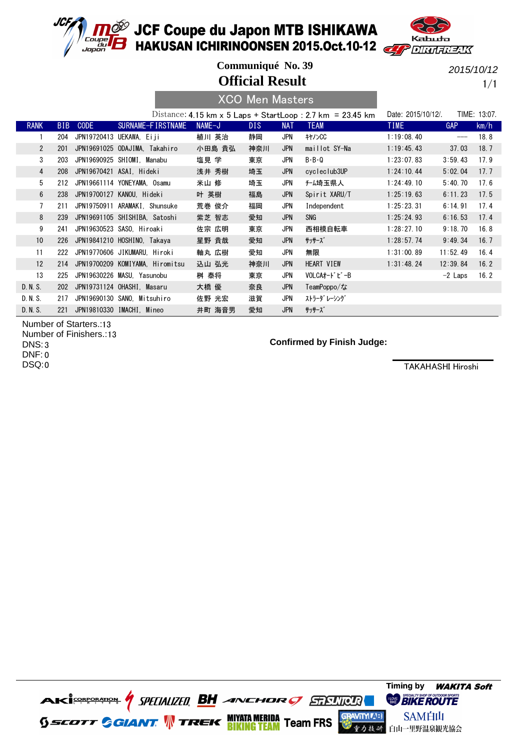# JCF Coupe du Japon MTB ISHIKAWA
## HAKUSAN ICHIRINOONSEN 2015.Oct.10-12

**Communiqué No. 39**

2015/10/12

# Official Result

1/1

## XCO Men Masters

Distance: 4.15 km x 5 Laps + StartLoop : 2.7 km = 23.45 km

Date: 2015/10/12/. TIME: 13:07.

| RANK | BIB | CODE | SURNAME-FIRSTNAME | NAME-J | DIS | NAT | TEAM | TIME | GAP | km/h |
|---|---|---|---|---|---|---|---|---|---|---|
| 1 | 204 | JPN19720413 | UEKAWA, Eiji | 植川 英治 | 静岡 | JPN | ｷﾔﾉﾝCC | 1:19:08.40 | --- | 18.8 |
| 2 | 201 | JPN19691025 | ODAJIMA, Takahiro | 小田島 貴弘 | 神奈川 | JPN | maillot SY-Na | 1:19:45.43 | 37.03 | 18.7 |
| 3 | 203 | JPN19690925 | SHIOMI, Manabu | 塩見 学 | 東京 | JPN | B-B-Q | 1:23:07.83 | 3:59.43 | 17.9 |
| 4 | 208 | JPN19670421 | ASAI, Hideki | 浅井 秀樹 | 埼玉 | JPN | cycleclub3UP | 1:24:10.44 | 5:02.04 | 17.7 |
| 5 | 212 | JPN19661114 | YONEYAMA, Osamu | 米山 修 | 埼玉 | JPN | ﾁｰﾑ埼玉県人 | 1:24:49.10 | 5:40.70 | 17.6 |
| 6 | 238 | JPN19700127 | KANOU, Hideki | 叶 英樹 | 福島 | JPN | Spirit XARU/T | 1:25:19.63 | 6:11.23 | 17.5 |
| 7 | 211 | JPN19750911 | ARAMAKI, Shunsuke | 荒巻 俊介 | 福岡 | JPN | Independent | 1:25:23.31 | 6:14.91 | 17.4 |
| 8 | 239 | JPN19691105 | SHISHIBA, Satoshi | 紫芝 智志 | 愛知 | JPN | SNG | 1:25:24.93 | 6:16.53 | 17.4 |
| 9 | 241 | JPN19630523 | SASO, Hiroaki | 佐宗 広明 | 東京 | JPN | 西相模自転車 | 1:28:27.10 | 9:18.70 | 16.8 |
| 10 | 226 | JPN19841210 | HOSHINO, Takaya | 星野 貴哉 | 愛知 | JPN | ｻｯｻｰｽﾞ | 1:28:57.74 | 9:49.34 | 16.7 |
| 11 | 222 | JPN19770606 | JIKUMARU, Hiroki | 軸丸 広樹 | 愛知 | JPN | 無限 | 1:31:00.89 | 11:52.49 | 16.4 |
| 12 | 214 | JPN19700209 | KOMIYAMA, Hiromitsu | 込山 弘光 | 神奈川 | JPN | HEART VIEW | 1:31:48.24 | 12:39.84 | 16.2 |
| 13 | 225 | JPN19630226 | MASU, Yasunobu | 桝 泰将 | 東京 | JPN | VOLCAｵｰﾄﾋﾞｰB | | -2 Laps | 16.2 |
| D.N.S. | 202 | JPN19731124 | OHASHI, Masaru | 大橋 優 | 奈良 | JPN | TeamPoppo/な | | | |
| D.N.S. | 217 | JPN19690130 | SANO, Mitsuhiro | 佐野 光宏 | 滋賀 | JPN | ｽﾄﾗｰﾀﾞ ﾚｰｼﾝｸﾞ | | | |
| D.N.S. | 221 | JPN19810330 | IMACHI, Mineo | 井町 海音男 | 愛知 | JPN | ｻｯｻｰｽﾞ | | | |

Number of Starters.:13
Number of Finishers.:13
DNS:3
DNF:0
DSQ:0

**Confirmed by Finish Judge:**

TAKAHASHI Hiroshi

Timing by WAKITA Soft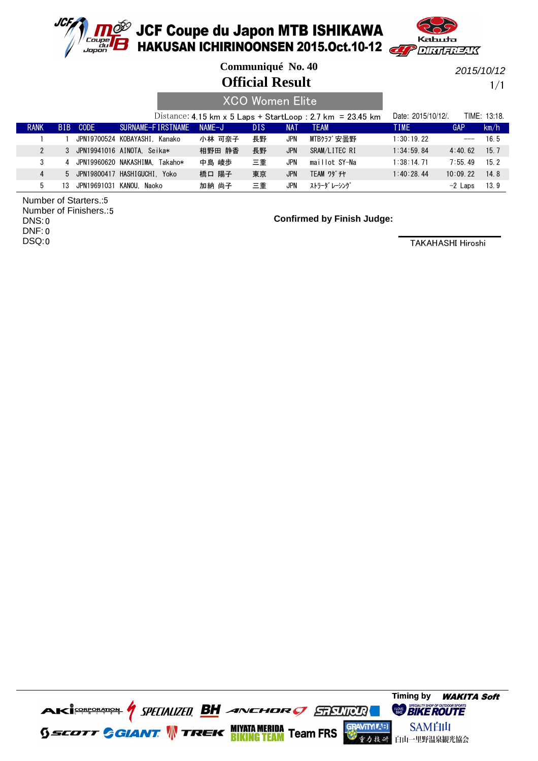# JCF Coupe du Japon MTB ISHIKAWA
## HAKUSAN ICHIRINOONSEN 2015.Oct.10-12

**Communiqué No. 40**

2015/10/12

# Official Result

1/1

## XCO Women Elite

Distance: 4.15 km x 5 Laps + StartLoop : 2.7 km = 23.45 km

Date: 2015/10/12/. TIME: 13:18.

| RANK | BIB | CODE | SURNAME-FIRSTNAME | NAME-J | DIS | NAT | TEAM | TIME | GAP | km/h |
|---|---|---|---|---|---|---|---|---|---|---|
| 1 | 1 | JPN19700524 | KOBAYASHI, Kanako | 小林 可奈子 | 長野 | JPN | MTBｸﾗﾌﾞ 安曇野 | 1:30:19.22 | --- | 16.5 |
| 2 | 3 | JPN19941016 | AINOTA, Seika* | 相野田 静香 | 長野 | JPN | SRAM/LITEC RI | 1:34:59.84 | 4:40.62 | 15.7 |
| 3 | 4 | JPN19960620 | NAKASHIMA, Takaho* | 中島 崚歩 | 三重 | JPN | maillot SY-Na | 1:38:14.71 | 7:55.49 | 15.2 |
| 4 | 5 | JPN19800417 | HASHIGUCHI, Yoko | 橋口 陽子 | 東京 | JPN | TEAM ﾜﾀﾞﾁｬ | 1:40:28.44 | 10:09.22 | 14.8 |
| 5 | 13 | JPN19691031 | KANOU, Naoko | 加納 尚子 | 三重 | JPN | ｽﾄﾗｰﾀﾞ ﾚｰｼﾝｸﾞ | | -2 Laps | 13.9 |

Number of Starters.:5
Number of Finishers.:5
DNS:0
DNF:0
DSQ:0

**Confirmed by Finish Judge:**

TAKAHASHI Hiroshi

Timing by WAKITA Soft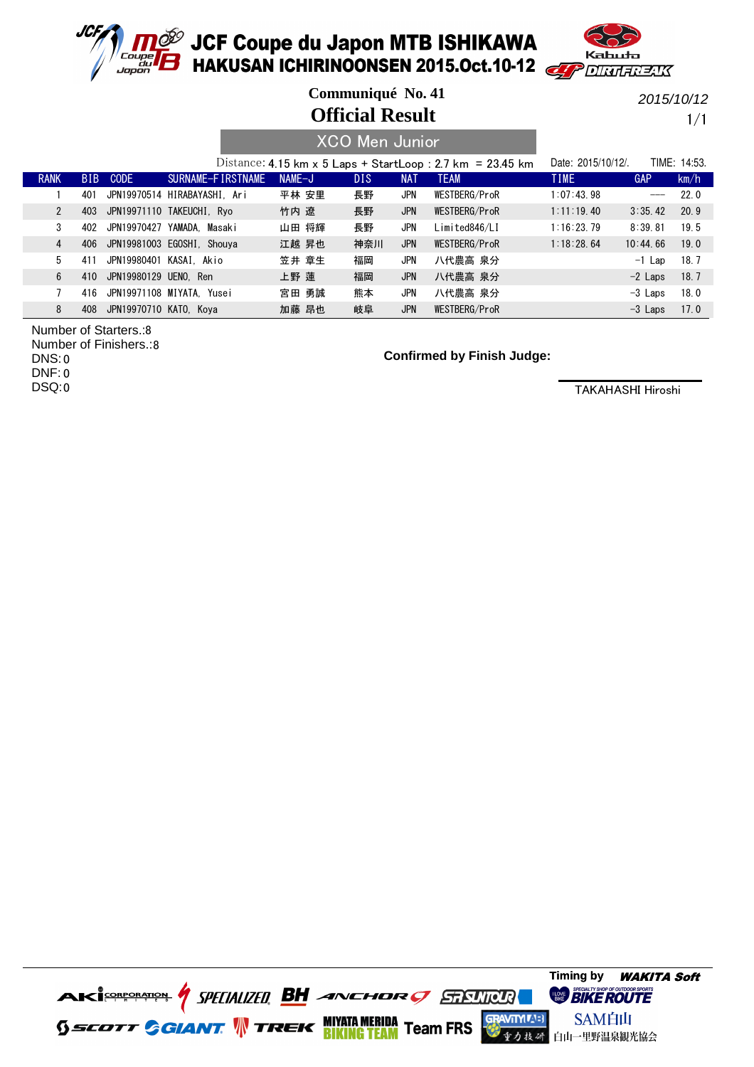# JCF Coupe du Japon MTB ISHIKAWA
## HAKUSAN ICHIRINOONSEN 2015.Oct.10-12

**Communiqué No. 41**

2015/10/12

# Official Result

## XCO Men Junior

Distance: 4.15 km x 5 Laps + StartLoop : 2.7 km = 23.45 km

Date: 2015/10/12/. TIME: 14:53.

| RANK | BIB | CODE | SURNAME-FIRSTNAME | NAME-J | DIS | NAT | TEAM | TIME | GAP | km/h |
|---|---|---|---|---|---|---|---|---|---|---|
| 1 | 401 | JPN19970514 | HIRABAYASHI, Ari | 平林 安里 | 長野 | JPN | WESTBERG/ProR | 1:07:43.98 | --- | 22.0 |
| 2 | 403 | JPN19971110 | TAKEUCHI, Ryo | 竹内 遼 | 長野 | JPN | WESTBERG/ProR | 1:11:19.40 | 3:35.42 | 20.9 |
| 3 | 402 | JPN19970427 | YAMADA, Masaki | 山田 将輝 | 長野 | JPN | Limited846/LI | 1:16:23.79 | 8:39.81 | 19.5 |
| 4 | 406 | JPN19981003 | EGOSHI, Shouya | 江越 昇也 | 神奈川 | JPN | WESTBERG/ProR | 1:18:28.64 | 10:44.66 | 19.0 |
| 5 | 411 | JPN19980401 | KASAI, Akio | 笠井 章生 | 福岡 | JPN | 八代農高 泉分 | | -1 Lap | 18.7 |
| 6 | 410 | JPN19980129 | UENO, Ren | 上野 蓮 | 福岡 | JPN | 八代農高 泉分 | | -2 Laps | 18.7 |
| 7 | 416 | JPN19971108 | MIYATA, Yusei | 宮田 勇誠 | 熊本 | JPN | 八代農高 泉分 | | -3 Laps | 18.0 |
| 8 | 408 | JPN19970710 | KATO, Koya | 加藤 昂也 | 岐阜 | JPN | WESTBERG/ProR | | -3 Laps | 17.0 |

Number of Starters.:8
Number of Finishers.:8
DNS:0
DNF:0
DSQ:0

**Confirmed by Finish Judge:**

TAKAHASHI Hiroshi

Timing by WAKITA Soft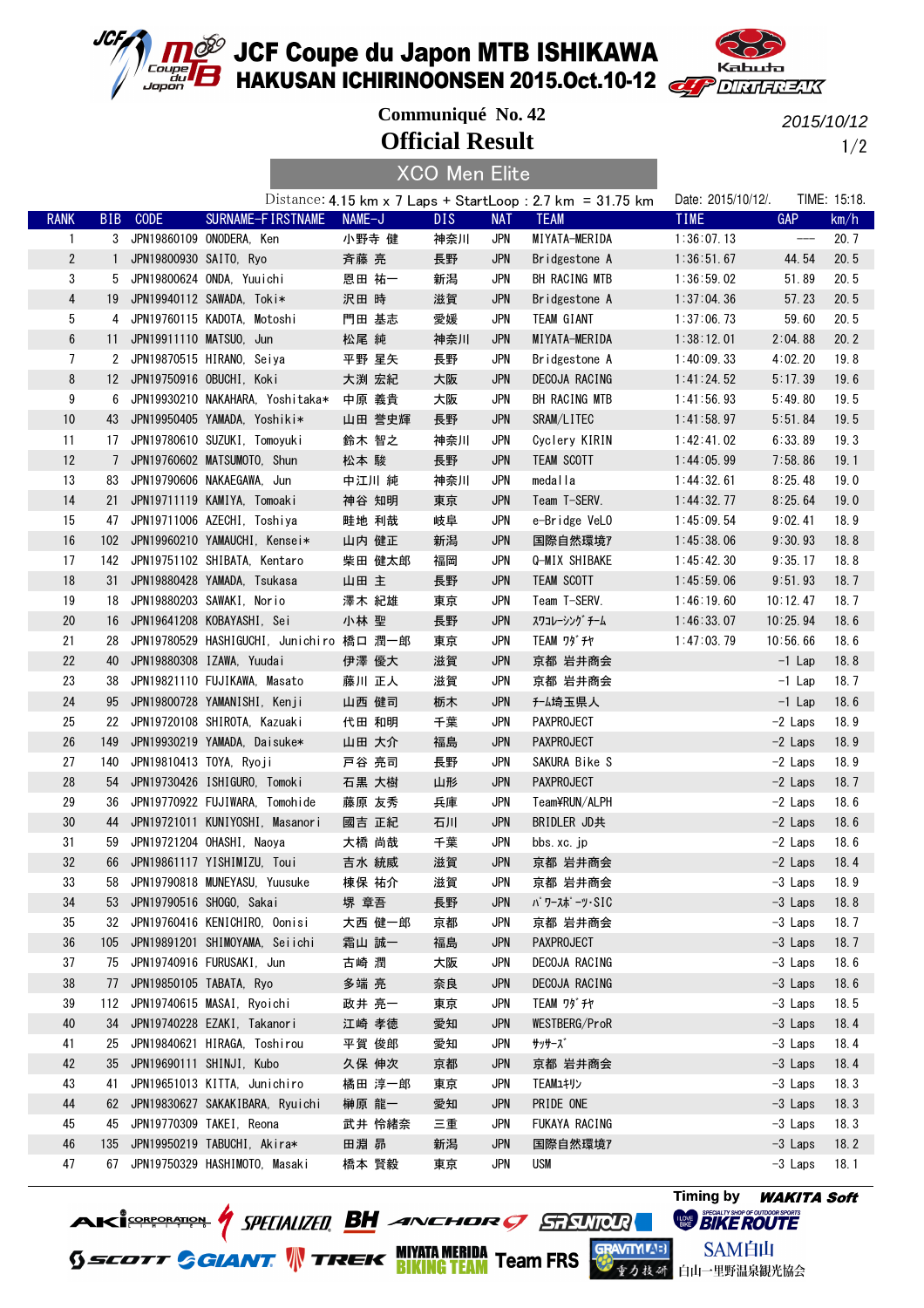# JCF Coupe du Japon MTB ISHIKAWA
## HAKUSAN ICHIRINOONSEN 2015.Oct.10-12

**Communiqué No. 42**

2015/10/12

# Official Result

## XCO Men Elite

Distance: 4.15 km x 7 Laps + StartLoop : 2.7 km = 31.75 km

Date: 2015/10/12/. TIME: 15:18.

| RANK | BIB | CODE | SURNAME-FIRSTNAME | NAME-J | DIS | NAT | TEAM | TIME | GAP | km/h |
|---|---|---|---|---|---|---|---|---|---|---|
| 1 | 3 | JPN19860109 | ONODERA, Ken | 小野寺 健 | 神奈川 | JPN | MIYATA-MERIDA | 1:36:07.13 | --- | 20.7 |
| 2 | 1 | JPN19800930 | SAITO, Ryo | 斉藤 亮 | 長野 | JPN | Bridgestone A | 1:36:51.67 | 44.54 | 20.5 |
| 3 | 5 | JPN19800624 | ONDA, Yuuichi | 恩田 祐一 | 新潟 | JPN | BH RACING MTB | 1:36:59.02 | 51.89 | 20.5 |
| 4 | 19 | JPN19940112 | SAWADA, Toki* | 沢田 時 | 滋賀 | JPN | Bridgestone A | 1:37:04.36 | 57.23 | 20.5 |
| 5 | 4 | JPN19760115 | KADOTA, Motoshi | 門田 基志 | 愛媛 | JPN | TEAM GIANT | 1:37:06.73 | 59.60 | 20.5 |
| 6 | 11 | JPN19911110 | MATSUO, Jun | 松尾 純 | 神奈川 | JPN | MIYATA-MERIDA | 1:38:12.01 | 2:04.88 | 20.2 |
| 7 | 2 | JPN19870515 | HIRANO, Seiya | 平野 星矢 | 長野 | JPN | Bridgestone A | 1:40:09.33 | 4:02.20 | 19.8 |
| 8 | 12 | JPN19750916 | OBUCHI, Koki | 大渕 宏紀 | 大阪 | JPN | DECOJA RACING | 1:41:24.52 | 5:17.39 | 19.6 |
| 9 | 6 | JPN19930210 | NAKAHARA, Yoshitaka* | 中原 義貴 | 大阪 | JPN | BH RACING MTB | 1:41:56.93 | 5:49.80 | 19.5 |
| 10 | 43 | JPN19950405 | YAMADA, Yoshiki* | 山田 誉史輝 | 長野 | JPN | SRAM/LITEC | 1:41:58.97 | 5:51.84 | 19.5 |
| 11 | 17 | JPN19780610 | SUZUKI, Tomoyuki | 鈴木 智之 | 神奈川 | JPN | Cyclery KIRIN | 1:42:41.02 | 6:33.89 | 19.3 |
| 12 | 7 | JPN19760602 | MATSUMOTO, Shun | 松本 駿 | 長野 | JPN | TEAM SCOTT | 1:44:05.99 | 7:58.86 | 19.1 |
| 13 | 83 | JPN19790606 | NAKAEGAWA, Jun | 中江川 純 | 神奈川 | JPN | medalla | 1:44:32.61 | 8:25.48 | 19.0 |
| 14 | 21 | JPN19711119 | KAMIYA, Tomoaki | 神谷 知明 | 東京 | JPN | Team T-SERV. | 1:44:32.77 | 8:25.64 | 19.0 |
| 15 | 47 | JPN19711006 | AZECHI, Toshiya | 畦地 利哉 | 岐阜 | JPN | e-Bridge VeLO | 1:45:09.54 | 9:02.41 | 18.9 |
| 16 | 102 | JPN19960210 | YAMAUCHI, Kensei* | 山内 健正 | 新潟 | JPN | 国際自然環境ア | 1:45:38.06 | 9:30.93 | 18.8 |
| 17 | 142 | JPN19751102 | SHIBATA, Kentaro | 柴田 健太郎 | 福岡 | JPN | Q-MIX SHIBAKE | 1:45:42.30 | 9:35.17 | 18.8 |
| 18 | 31 | JPN19880428 | YAMADA, Tsukasa | 山田 主 | 長野 | JPN | TEAM SCOTT | 1:45:59.06 | 9:51.93 | 18.7 |
| 19 | 18 | JPN19880203 | SAWAKI, Norio | 澤木 紀雄 | 東京 | JPN | Team T-SERV. | 1:46:19.60 | 10:12.47 | 18.7 |
| 20 | 16 | JPN19641208 | KOBAYASHI, Sei | 小林 聖 | 長野 | JPN | ｽﾜﾕﾚｰｼﾝｸﾞﾁｰﾑ | 1:46:33.07 | 10:25.94 | 18.6 |
| 21 | 28 | JPN19780529 | HASHIGUCHI, Junichiro | 橋口 潤一郎 | 東京 | JPN | TEAM ﾜｸﾞﾁｬ | 1:47:03.79 | 10:56.66 | 18.6 |
| 22 | 40 | JPN19880308 | IZAWA, Yuudai | 伊澤 優大 | 滋賀 | JPN | 京都 岩井商会 | | -1 Lap | 18.8 |
| 23 | 38 | JPN19821110 | FUJIKAWA, Masato | 藤川 正人 | 滋賀 | JPN | 京都 岩井商会 | | -1 Lap | 18.7 |
| 24 | 95 | JPN19800728 | YAMANISHI, Kenji | 山西 健司 | 栃木 | JPN | ﾁｰﾑ埼玉県人 | | -1 Lap | 18.6 |
| 25 | 22 | JPN19720108 | SHIROTA, Kazuaki | 代田 和明 | 千葉 | JPN | PAXPROJECT | | -2 Laps | 18.9 |
| 26 | 149 | JPN19930219 | YAMADA, Daisuke* | 山田 大介 | 福島 | JPN | PAXPROJECT | | -2 Laps | 18.9 |
| 27 | 140 | JPN19810413 | TOYA, Ryoji | 戸谷 亮司 | 長野 | JPN | SAKURA Bike S | | -2 Laps | 18.9 |
| 28 | 54 | JPN19730426 | ISHIGURO, Tomoki | 石黒 大樹 | 山形 | JPN | PAXPROJECT | | -2 Laps | 18.7 |
| 29 | 36 | JPN19770922 | FUJIWARA, Tomohide | 藤原 友秀 | 兵庫 | JPN | Team¥RUN/ALPH | | -2 Laps | 18.6 |
| 30 | 44 | JPN19721011 | KUNIYOSHI, Masanori | 國吉 正紀 | 石川 | JPN | BRIDLER JD共 | | -2 Laps | 18.6 |
| 31 | 59 | JPN19721204 | OHASHI, Naoya | 大橋 尚哉 | 千葉 | JPN | bbs.xc.jp | | -2 Laps | 18.6 |
| 32 | 66 | JPN19861117 | YISHIMIZU, Toui | 吉水 統威 | 滋賀 | JPN | 京都 岩井商会 | | -2 Laps | 18.4 |
| 33 | 58 | JPN19790818 | MUNEYASU, Yuusuke | 棟保 祐介 | 滋賀 | JPN | 京都 岩井商会 | | -3 Laps | 18.9 |
| 34 | 53 | JPN19790516 | SHOGO, Sakai | 堺 章吾 | 長野 | JPN | ﾊﾟﾜｰｽﾎﾟｰﾂ･SIC | | -3 Laps | 18.8 |
| 35 | 32 | JPN19760416 | KENICHIRO, Oonisi | 大西 健一郎 | 京都 | JPN | 京都 岩井商会 | | -3 Laps | 18.7 |
| 36 | 105 | JPN19891201 | SHIMOYAMA, Seiichi | 霜山 誠一 | 福島 | JPN | PAXPROJECT | | -3 Laps | 18.7 |
| 37 | 75 | JPN19740916 | FURUSAKI, Jun | 古崎 潤 | 大阪 | JPN | DECOJA RACING | | -3 Laps | 18.6 |
| 38 | 77 | JPN19850105 | TABATA, Ryo | 多端 亮 | 奈良 | JPN | DECOJA RACING | | -3 Laps | 18.6 |
| 39 | 112 | JPN19740615 | MASAI, Ryoichi | 政井 亮一 | 東京 | JPN | TEAM ﾜｸﾞﾁｬ | | -3 Laps | 18.5 |
| 40 | 34 | JPN19740228 | EZAKI, Takanori | 江崎 孝徳 | 愛知 | JPN | WESTBERG/ProR | | -3 Laps | 18.4 |
| 41 | 25 | JPN19840621 | HIRAGA, Toshirou | 平賀 俊郎 | 愛知 | JPN | ｻｯｻｰｽﾞ | | -3 Laps | 18.4 |
| 42 | 35 | JPN19690111 | SHINJI, Kubo | 久保 伸次 | 京都 | JPN | 京都 岩井商会 | | -3 Laps | 18.4 |
| 43 | 41 | JPN19651013 | KITTA, Junichiro | 橘田 淳一郎 | 東京 | JPN | TEAMﾕｷﾘﾝ | | -3 Laps | 18.3 |
| 44 | 62 | JPN19830627 | SAKAKIBARA, Ryuichi | 榊原 龍一 | 愛知 | JPN | PRIDE ONE | | -3 Laps | 18.3 |
| 45 | 45 | JPN19770309 | TAKEI, Reona | 武井 怜緒奈 | 三重 | JPN | FUKAYA RACING | | -3 Laps | 18.3 |
| 46 | 135 | JPN19950219 | TABUCHI, Akira* | 田淵 昴 | 新潟 | JPN | 国際自然環境ア | | -3 Laps | 18.2 |
| 47 | 67 | JPN19750329 | HASHIMOTO, Masaki | 橋本 賢毅 | 東京 | JPN | USM | | -3 Laps | 18.1 |

Timing by WAKITA Soft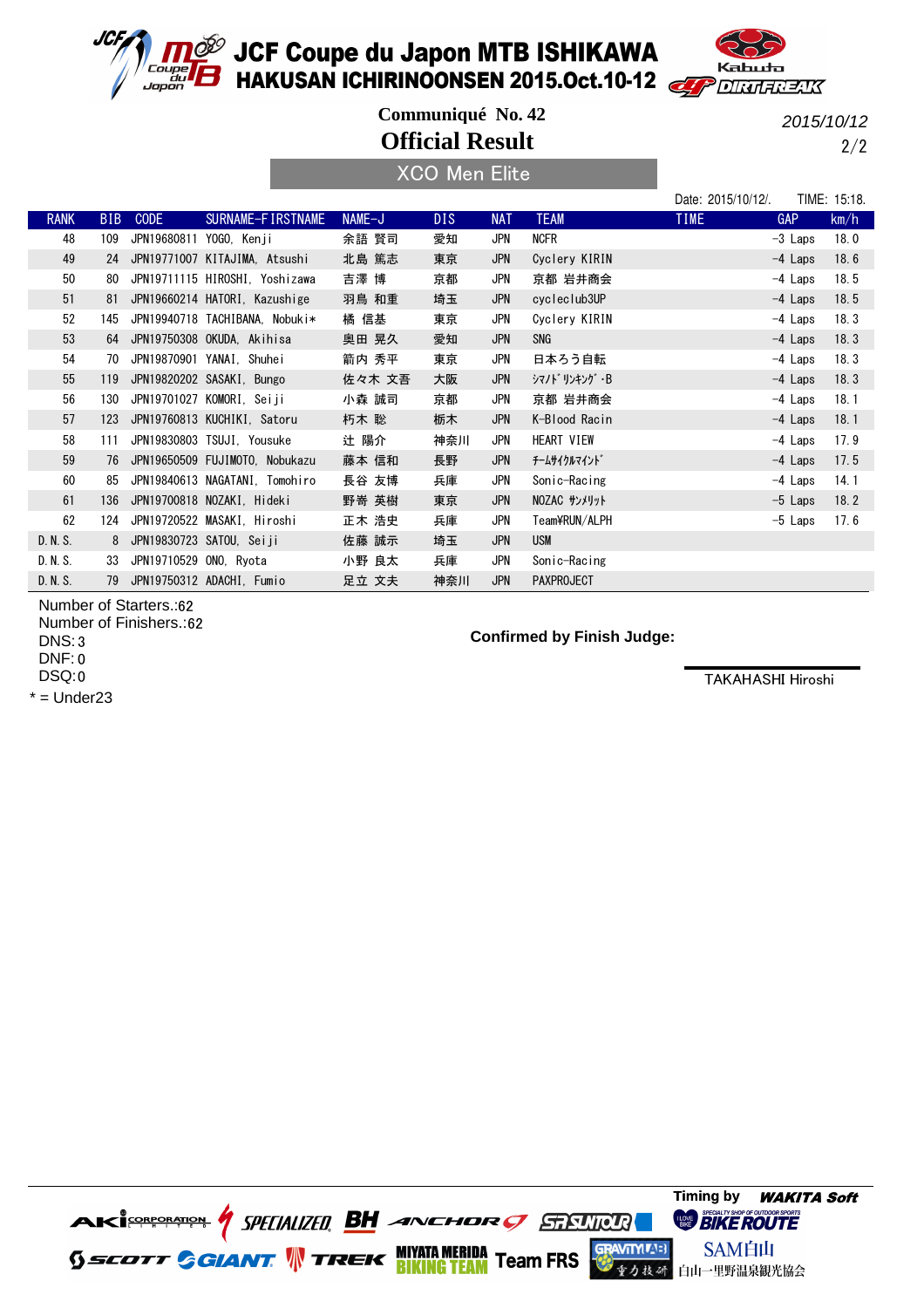# JCF Coupe du Japon MTB ISHIKAWA
## HAKUSAN ICHIRINOONSEN 2015.Oct.10-12

**Communiqué No. 42**

**Official Result**

2015/10/12

### XCO Men Elite

Date: 2015/10/12/. TIME: 15:18.

| RANK | BIB | CODE | SURNAME-FIRSTNAME | NAME-J | DIS | NAT | TEAM | TIME | GAP | km/h |
|---|---|---|---|---|---|---|---|---|---|---|
| 48 | 109 | JPN19680811 | YOGO, Kenji | 余語 賢司 | 愛知 | JPN | NCFR | | -3 Laps | 18.0 |
| 49 | 24 | JPN19771007 | KITAJIMA, Atsushi | 北島 篤志 | 東京 | JPN | Cyclery KIRIN | | -4 Laps | 18.6 |
| 50 | 80 | JPN19711115 | HIROSHI, Yoshizawa | 吉澤 博 | 京都 | JPN | 京都 岩井商会 | | -4 Laps | 18.5 |
| 51 | 81 | JPN19660214 | HATORI, Kazushige | 羽鳥 和重 | 埼玉 | JPN | cycleclub3UP | | -4 Laps | 18.5 |
| 52 | 145 | JPN19940718 | TACHIBANA, Nobuki* | 橘 信基 | 東京 | JPN | Cyclery KIRIN | | -4 Laps | 18.3 |
| 53 | 64 | JPN19750308 | OKUDA, Akihisa | 奥田 晃久 | 愛知 | JPN | SNG | | -4 Laps | 18.3 |
| 54 | 70 | JPN19870901 | YANAI, Shuhei | 箭内 秀平 | 東京 | JPN | 日本ろう自転 | | -4 Laps | 18.3 |
| 55 | 119 | JPN19820202 | SASAKI, Bungo | 佐々木 文吾 | 大阪 | JPN | ｼﾏﾉﾄﾞﾘﾝｷﾝｸﾞ･B | | -4 Laps | 18.3 |
| 56 | 130 | JPN19701027 | KOMORI, Seiji | 小森 誠司 | 京都 | JPN | 京都 岩井商会 | | -4 Laps | 18.1 |
| 57 | 123 | JPN19760813 | KUCHIKI, Satoru | 朽木 聡 | 栃木 | JPN | K-Blood Racin | | -4 Laps | 18.1 |
| 58 | 111 | JPN19830803 | TSUJI, Yousuke | 辻 陽介 | 神奈川 | JPN | HEART VIEW | | -4 Laps | 17.9 |
| 59 | 76 | JPN19650509 | FUJIMOTO, Nobukazu | 藤本 信和 | 長野 | JPN | ﾁｰﾑｻｲｸﾙﾏｲﾝﾄﾞ | | -4 Laps | 17.5 |
| 60 | 85 | JPN19840613 | NAGATANI, Tomohiro | 長谷 友博 | 兵庫 | JPN | Sonic-Racing | | -4 Laps | 14.1 |
| 61 | 136 | JPN19700818 | NOZAKI, Hideki | 野嵜 英樹 | 東京 | JPN | NOZAC ｻﾝﾒﾘｯﾄ | | -5 Laps | 18.2 |
| 62 | 124 | JPN19720522 | MASAKI, Hiroshi | 正木 浩史 | 兵庫 | JPN | Team¥RUN/ALPH | | -5 Laps | 17.6 |
| D.N.S. | 8 | JPN19830723 | SATOU, Seiji | 佐藤 誠示 | 埼玉 | JPN | USM | | | |
| D.N.S. | 33 | JPN19710529 | ONO, Ryota | 小野 良太 | 兵庫 | JPN | Sonic-Racing | | | |
| D.N.S. | 79 | JPN19750312 | ADACHI, Fumio | 足立 文夫 | 神奈川 | JPN | PAXPROJECT | | | |

Number of Starters.:62
Number of Finishers.:62
DNS:3
DNF:0
DSQ:0
* = Under23

**Confirmed by Finish Judge:**

TAKAHASHI Hiroshi

Timing by WAKITA Soft